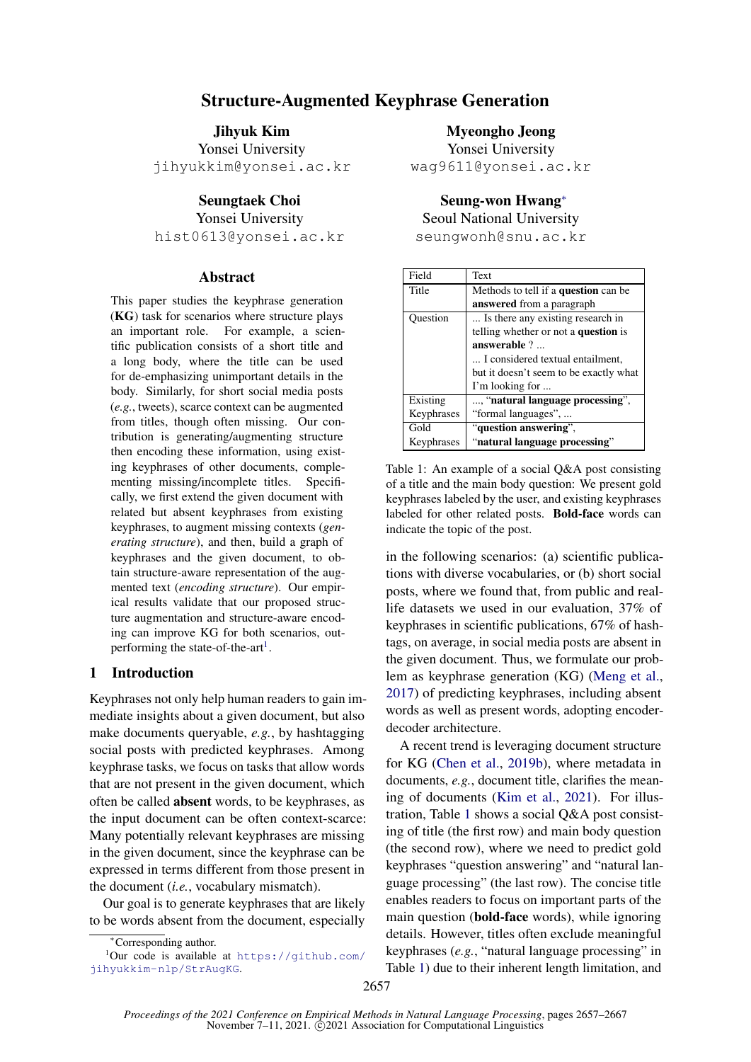# Structure-Augmented Keyphrase Generation

**Jihyuk Kim**
Yonsei University
jihyukkim@yonsei.ac.kr

**Myeongho Jeong**
Yonsei University
wag9611@yonsei.ac.kr

**Seungtaek Choi**
Yonsei University
hist0613@yonsei.ac.kr

**Seung-won Hwang***
Seoul National University
seungwonh@snu.ac.kr

## Abstract

This paper studies the keyphrase generation (**KG**) task for scenarios where structure plays an important role. For example, a scientific publication consists of a short title and a long body, where the title can be used for de-emphasizing unimportant details in the body. Similarly, for short social media posts (*e.g.*, tweets), scarce context can be augmented from titles, though often missing. Our contribution is generating/augmenting structure then encoding these information, using existing keyphrases of other documents, complementing missing/incomplete titles. Specifically, we first extend the given document with related but absent keyphrases from existing keyphrases, to augment missing contexts (*generating structure*), and then, build a graph of keyphrases and the given document, to obtain structure-aware representation of the augmented text (*encoding structure*). Our empirical results validate that our proposed structure augmentation and structure-aware encoding can improve KG for both scenarios, outperforming the state-of-the-art[1].

## 1 Introduction

Keyphrases not only help human readers to gain immediate insights about a given document, but also make documents queryable, *e.g.*, by hashtagging social posts with predicted keyphrases. Among keyphrase tasks, we focus on tasks that allow words that are not present in the given document, which often be called **absent** words, to be keyphrases, as the input document can be often context-scarce: Many potentially relevant keyphrases are missing in the given document, since the keyphrase can be expressed in terms different from those present in the document (*i.e.*, vocabulary mismatch).

Our goal is to generate keyphrases that are likely to be words absent from the document, especially in the following scenarios: (a) scientific publications with diverse vocabularies, or (b) short social posts, where we found that, from public and real-life datasets we used in our evaluation, 37% of keyphrases in scientific publications, 67% of hashtags, on average, in social media posts are absent in the given document. Thus, we formulate our problem as keyphrase generation (KG) (Meng et al., 2017) of predicting keyphrases, including absent words as well as present words, adopting encoder-decoder architecture.

| Field | Text |
|---|---|
| Title | Methods to tell if a **question** can be **answered** from a paragraph |
| Question | ... Is there any existing research in telling whether or not a **question** is **answerable** ? ... <br> ... I considered textual entailment, but it doesn't seem to be exactly what I'm looking for ... |
| Existing Keyphrases | ..., "**natural language processing**", "formal languages", ... |
| Gold Keyphrases | "**question answering**", "**natural language processing**" |

Table 1: An example of a social Q&A post consisting of a title and the main body question: We present gold keyphrases labeled by the user, and existing keyphrases labeled for other related posts. **Bold-face** words can indicate the topic of the post.

A recent trend is leveraging document structure for KG (Chen et al., 2019b), where metadata in documents, *e.g.*, document title, clarifies the meaning of documents (Kim et al., 2021). For illustration, Table 1 shows a social Q&A post consisting of title (the first row) and main body question (the second row), where we need to predict gold keyphrases "question answering" and "natural language processing" (the last row). The concise title enables readers to focus on important parts of the main question (**bold-face** words), while ignoring details. However, titles often exclude meaningful keyphrases (*e.g.*, "natural language processing" in Table 1) due to their inherent length limitation, and

*Corresponding author.

[1]Our code is available at https://github.com/jihyukkim-nlp/StrAugKG.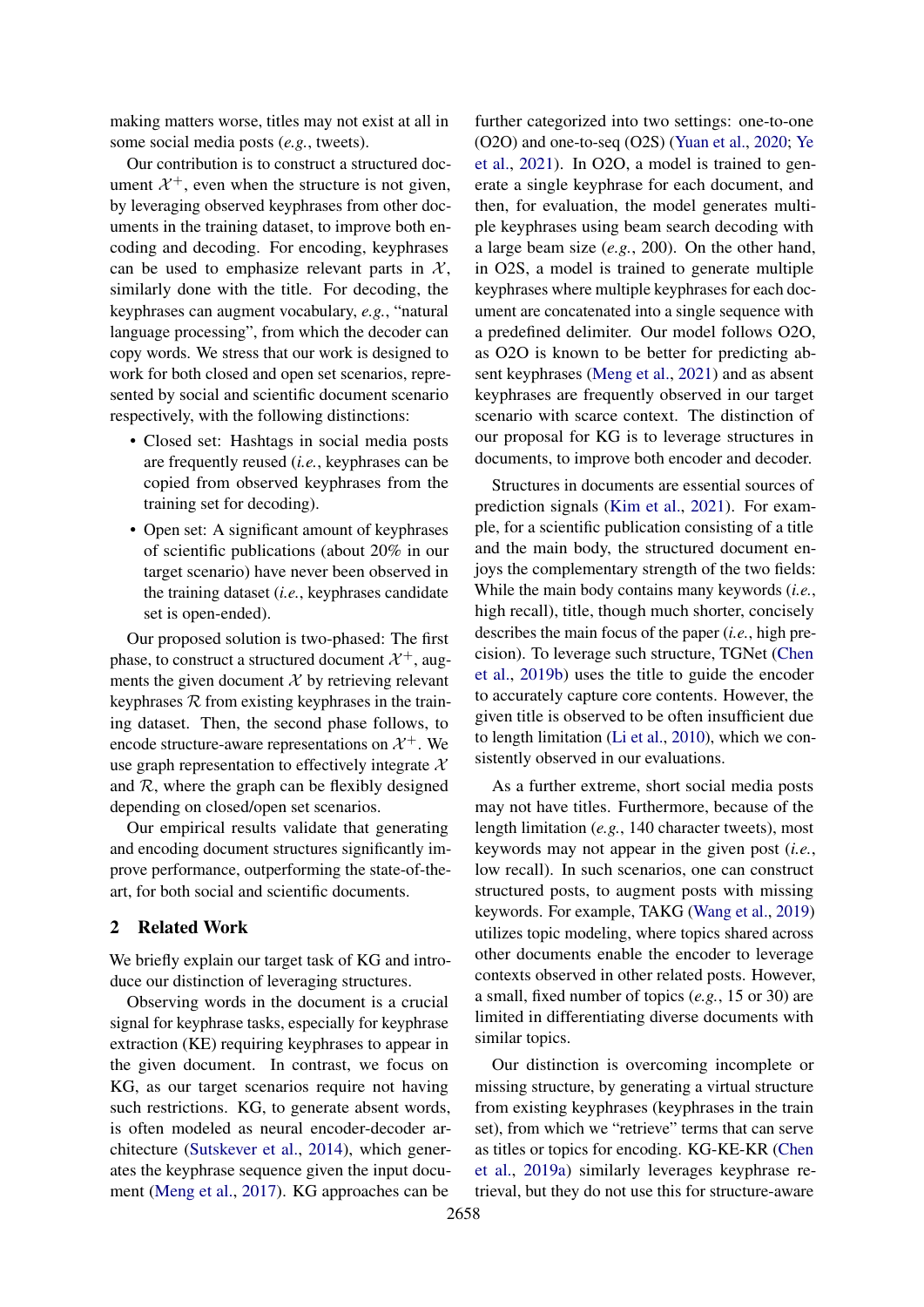making matters worse, titles may not exist at all in some social media posts (*e.g.*, tweets).

Our contribution is to construct a structured document $\mathcal{X}^+$, even when the structure is not given, by leveraging observed keyphrases from other documents in the training dataset, to improve both encoding and decoding. For encoding, keyphrases can be used to emphasize relevant parts in $\mathcal{X}$, similarly done with the title. For decoding, the keyphrases can augment vocabulary, *e.g.*, "natural language processing", from which the decoder can copy words. We stress that our work is designed to work for both closed and open set scenarios, represented by social and scientific document scenario respectively, with the following distinctions:

- Closed set: Hashtags in social media posts are frequently reused (*i.e.*, keyphrases can be copied from observed keyphrases from the training set for decoding).
- Open set: A significant amount of keyphrases of scientific publications (about 20% in our target scenario) have never been observed in the training dataset (*i.e.*, keyphrases candidate set is open-ended).

Our proposed solution is two-phased: The first phase, to construct a structured document $\mathcal{X}^+$, augments the given document $\mathcal{X}$ by retrieving relevant keyphrases $\mathcal{R}$ from existing keyphrases in the training dataset. Then, the second phase follows, to encode structure-aware representations on $\mathcal{X}^+$. We use graph representation to effectively integrate $\mathcal{X}$ and $\mathcal{R}$, where the graph can be flexibly designed depending on closed/open set scenarios.

Our empirical results validate that generating and encoding document structures significantly improve performance, outperforming the state-of-the-art, for both social and scientific documents.

## 2 Related Work

We briefly explain our target task of KG and introduce our distinction of leveraging structures.

Observing words in the document is a crucial signal for keyphrase tasks, especially for keyphrase extraction (KE) requiring keyphrases to appear in the given document. In contrast, we focus on KG, as our target scenarios require not having such restrictions. KG, to generate absent words, is often modeled as neural encoder-decoder architecture (Sutskever et al., 2014), which generates the keyphrase sequence given the input document (Meng et al., 2017). KG approaches can be further categorized into two settings: one-to-one (O2O) and one-to-seq (O2S) (Yuan et al., 2020; Ye et al., 2021). In O2O, a model is trained to generate a single keyphrase for each document, and then, for evaluation, the model generates multiple keyphrases using beam search decoding with a large beam size (*e.g.*, 200). On the other hand, in O2S, a model is trained to generate multiple keyphrases where multiple keyphrases for each document are concatenated into a single sequence with a predefined delimiter. Our model follows O2O, as O2O is known to be better for predicting absent keyphrases (Meng et al., 2021) and as absent keyphrases are frequently observed in our target scenario with scarce context. The distinction of our proposal for KG is to leverage structures in documents, to improve both encoder and decoder.

Structures in documents are essential sources of prediction signals (Kim et al., 2021). For example, for a scientific publication consisting of a title and the main body, the structured document enjoys the complementary strength of the two fields: While the main body contains many keywords (*i.e.*, high recall), title, though much shorter, concisely describes the main focus of the paper (*i.e.*, high precision). To leverage such structure, TGNet (Chen et al., 2019b) uses the title to guide the encoder to accurately capture core contents. However, the given title is observed to be often insufficient due to length limitation (Li et al., 2010), which we consistently observed in our evaluations.

As a further extreme, short social media posts may not have titles. Furthermore, because of the length limitation (*e.g.*, 140 character tweets), most keywords may not appear in the given post (*i.e.*, low recall). In such scenarios, one can construct structured posts, to augment posts with missing keywords. For example, TAKG (Wang et al., 2019) utilizes topic modeling, where topics shared across other documents enable the encoder to leverage contexts observed in other related posts. However, a small, fixed number of topics (*e.g.*, 15 or 30) are limited in differentiating diverse documents with similar topics.

Our distinction is overcoming incomplete or missing structure, by generating a virtual structure from existing keyphrases (keyphrases in the train set), from which we "retrieve" terms that can serve as titles or topics for encoding. KG-KE-KR (Chen et al., 2019a) similarly leverages keyphrase retrieval, but they do not use this for structure-aware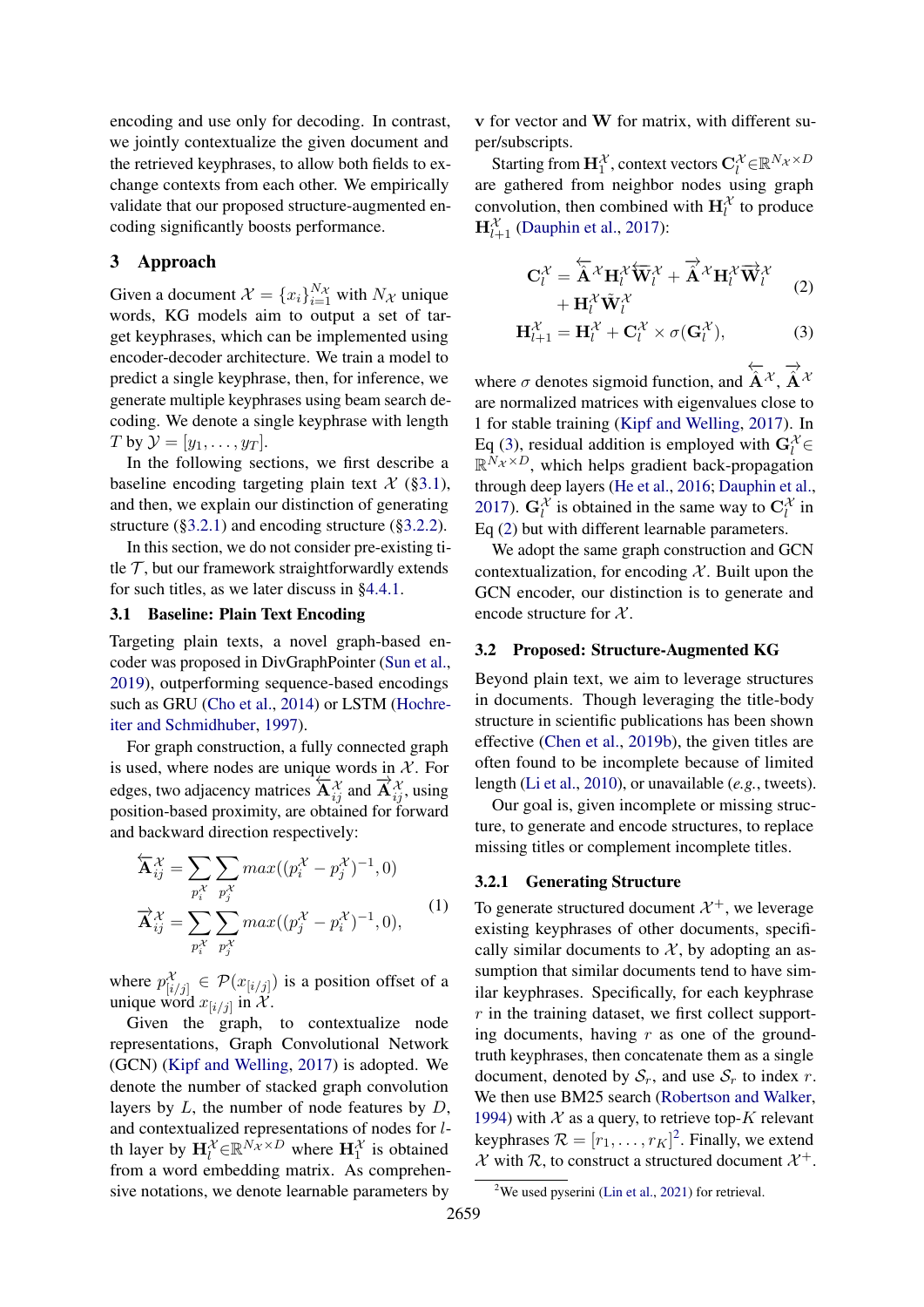encoding and use only for decoding. In contrast, we jointly contextualize the given document and the retrieved keyphrases, to allow both fields to exchange contexts from each other. We empirically validate that our proposed structure-augmented encoding significantly boosts performance.

## 3 Approach

Given a document $\mathcal{X} = \{x_i\}_{i=1}^{N_\mathcal{X}}$ with $N_\mathcal{X}$ unique words, KG models aim to output a set of target keyphrases, which can be implemented using encoder-decoder architecture. We train a model to predict a single keyphrase, then, for inference, we generate multiple keyphrases using beam search decoding. We denote a single keyphrase with length $T$ by $\mathcal{Y} = [y_1, \ldots, y_T]$.

In the following sections, we first describe a baseline encoding targeting plain text $\mathcal{X}$ (§3.1), and then, we explain our distinction of generating structure (§3.2.1) and encoding structure (§3.2.2).

In this section, we do not consider pre-existing title $\mathcal{T}$, but our framework straightforwardly extends for such titles, as we later discuss in §4.4.1.

### 3.1 Baseline: Plain Text Encoding

Targeting plain texts, a novel graph-based encoder was proposed in DivGraphPointer (Sun et al., 2019), outperforming sequence-based encodings such as GRU (Cho et al., 2014) or LSTM (Hochreiter and Schmidhuber, 1997).

For graph construction, a fully connected graph is used, where nodes are unique words in $\mathcal{X}$. For edges, two adjacency matrices $\overleftarrow{\mathbf{A}}_{ij}^{\mathcal{X}}$ and $\overrightarrow{\mathbf{A}}_{ij}^{\mathcal{X}}$, using position-based proximity, are obtained for forward and backward direction respectively:

$$
\begin{aligned}
\overleftarrow{\mathbf{A}}_{ij}^{\mathcal{X}} &= \sum_{p_i^\mathcal{X}} \sum_{p_j^\mathcal{X}} max((p_i^\mathcal{X} - p_j^\mathcal{X})^{-1}, 0) \\
\overrightarrow{\mathbf{A}}_{ij}^{\mathcal{X}} &= \sum_{p_i^\mathcal{X}} \sum_{p_j^\mathcal{X}} max((p_j^\mathcal{X} - p_i^\mathcal{X})^{-1}, 0),
\end{aligned}
\tag{1}
$$

where $p_{[i/j]}^\mathcal{X} \in \mathcal{P}(x_{[i/j]})$ is a position offset of a unique word $x_{[i/j]}$ in $\mathcal{X}$.

Given the graph, to contextualize node representations, Graph Convolutional Network (GCN) (Kipf and Welling, 2017) is adopted. We denote the number of stacked graph convolution layers by $L$, the number of node features by $D$, and contextualized representations of nodes for $l$-th layer by $\mathbf{H}_l^\mathcal{X} \in \mathbb{R}^{N_\mathcal{X} \times D}$ where $\mathbf{H}_1^\mathcal{X}$ is obtained from a word embedding matrix. As comprehensive notations, we denote learnable parameters by $\mathbf{v}$ for vector and $\mathbf{W}$ for matrix, with different super/subscripts.

Starting from $\mathbf{H}_1^\mathcal{X}$, context vectors $\mathbf{C}_l^\mathcal{X} \in \mathbb{R}^{N_\mathcal{X} \times D}$ are gathered from neighbor nodes using graph convolution, then combined with $\mathbf{H}_l^\mathcal{X}$ to produce $\mathbf{H}_{l+1}^\mathcal{X}$ (Dauphin et al., 2017):

$$
\begin{aligned}
\mathbf{C}_l^\mathcal{X} &= \hat{\overleftarrow{\mathbf{A}}}^\mathcal{X} \mathbf{H}_l^\mathcal{X} \overleftarrow{\mathbf{W}}_l^\mathcal{X} + \hat{\overrightarrow{\mathbf{A}}}^\mathcal{X} \mathbf{H}_l^\mathcal{X} \overrightarrow{\mathbf{W}}_l^\mathcal{X} \\
&\quad + \mathbf{H}_l^\mathcal{X} \tilde{\mathbf{W}}_l^\mathcal{X}
\end{aligned}
\tag{2}
$$

$$
\mathbf{H}_{l+1}^\mathcal{X} = \mathbf{H}_l^\mathcal{X} + \mathbf{C}_l^\mathcal{X} \times \sigma(\mathbf{G}_l^\mathcal{X}), \tag{3}
$$

where $\sigma$ denotes sigmoid function, and $\hat{\overleftarrow{\mathbf{A}}}^\mathcal{X}$, $\hat{\overrightarrow{\mathbf{A}}}^\mathcal{X}$ are normalized matrices with eigenvalues close to 1 for stable training (Kipf and Welling, 2017). In Eq (3), residual addition is employed with $\mathbf{G}_l^\mathcal{X} \in \mathbb{R}^{N_\mathcal{X} \times D}$, which helps gradient back-propagation through deep layers (He et al., 2016; Dauphin et al., 2017). $\mathbf{G}_l^\mathcal{X}$ is obtained in the same way to $\mathbf{C}_l^\mathcal{X}$ in Eq (2) but with different learnable parameters.

We adopt the same graph construction and GCN contextualization, for encoding $\mathcal{X}$. Built upon the GCN encoder, our distinction is to generate and encode structure for $\mathcal{X}$.

### 3.2 Proposed: Structure-Augmented KG

Beyond plain text, we aim to leverage structures in documents. Though leveraging the title-body structure in scientific publications has been shown effective (Chen et al., 2019b), the given titles are often found to be incomplete because of limited length (Li et al., 2010), or unavailable (*e.g.*, tweets).

Our goal is, given incomplete or missing structure, to generate and encode structures, to replace missing titles or complement incomplete titles.

#### 3.2.1 Generating Structure

To generate structured document $\mathcal{X}^+$, we leverage existing keyphrases of other documents, specifically similar documents to $\mathcal{X}$, by adopting an assumption that similar documents tend to have similar keyphrases. Specifically, for each keyphrase $r$ in the training dataset, we first collect supporting documents, having $r$ as one of the ground-truth keyphrases, then concatenate them as a single document, denoted by $\mathcal{S}_r$, and use $\mathcal{S}_r$ to index $r$. We then use BM25 search (Robertson and Walker, 1994) with $\mathcal{X}$ as a query, to retrieve top-$K$ relevant keyphrases $\mathcal{R} = [r_1, \ldots, r_K]$[2]. Finally, we extend $\mathcal{X}$ with $\mathcal{R}$, to construct a structured document $\mathcal{X}^+$.

[2] We used pyserini (Lin et al., 2021) for retrieval.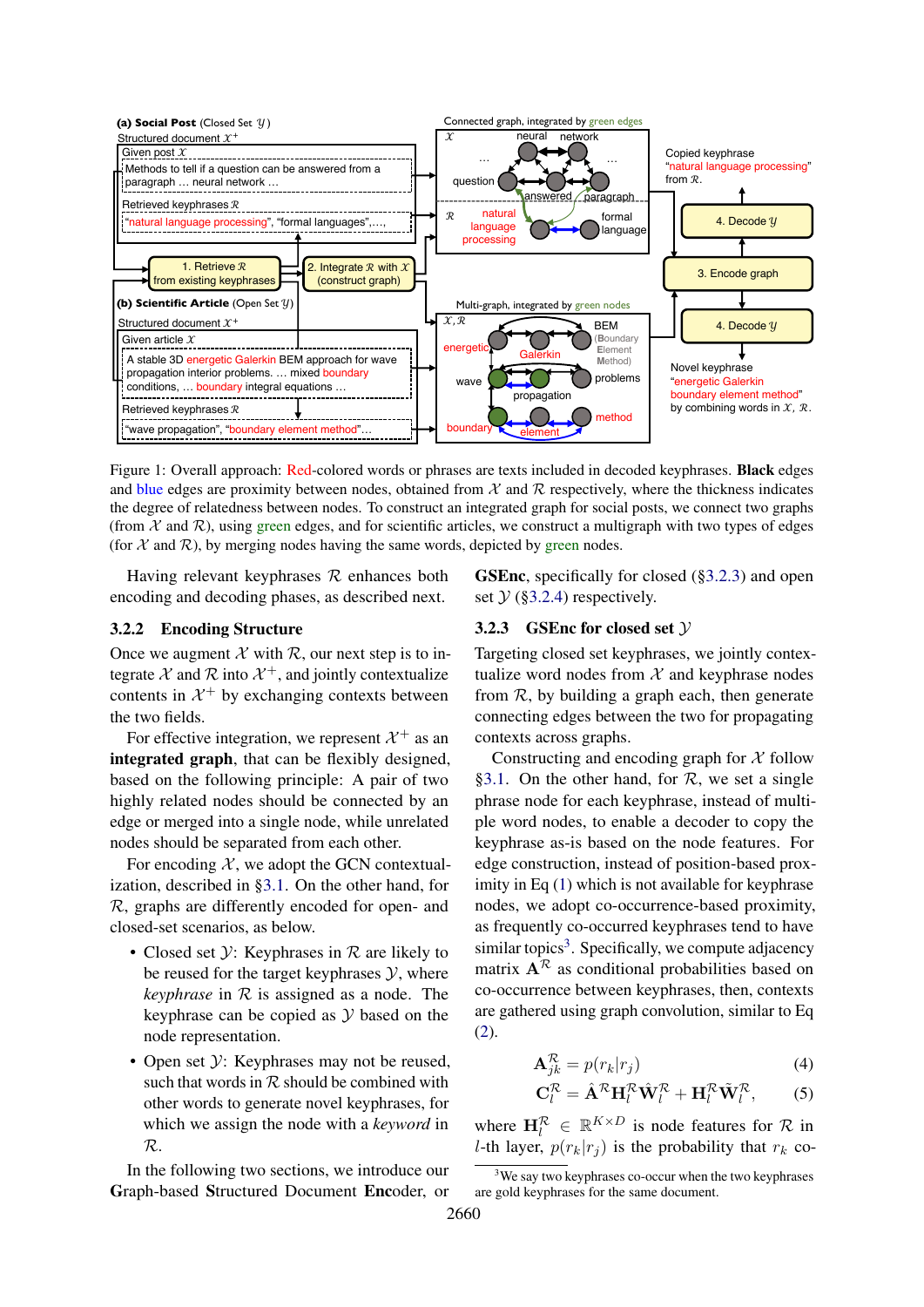Figure 1: Overall approach: Red-colored words or phrases are texts included in decoded keyphrases. **Black** edges and blue edges are proximity between nodes, obtained from $\mathcal{X}$ and $\mathcal{R}$ respectively, where the thickness indicates the degree of relatedness between nodes. To construct an integrated graph for social posts, we connect two graphs (from $\mathcal{X}$ and $\mathcal{R}$), using green edges, and for scientific articles, we construct a multigraph with two types of edges (for $\mathcal{X}$ and $\mathcal{R}$), by merging nodes having the same words, depicted by green nodes.

Having relevant keyphrases $\mathcal{R}$ enhances both encoding and decoding phases, as described next.

### 3.2.2 Encoding Structure

Once we augment $\mathcal{X}$ with $\mathcal{R}$, our next step is to integrate $\mathcal{X}$ and $\mathcal{R}$ into $\mathcal{X}^+$, and jointly contextualize contents in $\mathcal{X}^+$ by exchanging contexts between the two fields.

For effective integration, we represent $\mathcal{X}^+$ as an **integrated graph**, that can be flexibly designed, based on the following principle: A pair of two highly related nodes should be connected by an edge or merged into a single node, while unrelated nodes should be separated from each other.

For encoding $\mathcal{X}$, we adopt the GCN contextualization, described in §3.1. On the other hand, for $\mathcal{R}$, graphs are differently encoded for open- and closed-set scenarios, as below.

- Closed set $\mathcal{Y}$: Keyphrases in $\mathcal{R}$ are likely to be reused for the target keyphrases $\mathcal{Y}$, where *keyphrase* in $\mathcal{R}$ is assigned as a node. The keyphrase can be copied as $\mathcal{Y}$ based on the node representation.
- Open set $\mathcal{Y}$: Keyphrases may not be reused, such that words in $\mathcal{R}$ should be combined with other words to generate novel keyphrases, for which we assign the node with a *keyword* in $\mathcal{R}$.

In the following two sections, we introduce our Graph-based Structured Document Encoder, or **GSEnc**, specifically for closed (§3.2.3) and open set $\mathcal{Y}$ (§3.2.4) respectively.

### 3.2.3 GSEnc for closed set $\mathcal{Y}$

Targeting closed set keyphrases, we jointly contextualize word nodes from $\mathcal{X}$ and keyphrase nodes from $\mathcal{R}$, by building a graph each, then generate connecting edges between the two for propagating contexts across graphs.

Constructing and encoding graph for $\mathcal{X}$ follow §3.1. On the other hand, for $\mathcal{R}$, we set a single phrase node for each keyphrase, instead of multiple word nodes, to enable a decoder to copy the keyphrase as-is based on the node features. For edge construction, instead of position-based proximity in Eq (1) which is not available for keyphrase nodes, we adopt co-occurrence-based proximity, as frequently co-occurred keyphrases tend to have similar topics[3]. Specifically, we compute adjacency matrix $\mathbf{A}^{\mathcal{R}}$ as conditional probabilities based on co-occurrence between keyphrases, then, contexts are gathered using graph convolution, similar to Eq (2).

$$\mathbf{A}^{\mathcal{R}}_{jk} = p(r_k|r_j) \tag{4}$$

$$\mathbf{C}^{\mathcal{R}}_l = \hat{\mathbf{A}}^{\mathcal{R}}\mathbf{H}^{\mathcal{R}}_l\hat{\mathbf{W}}^{\mathcal{R}}_l + \mathbf{H}^{\mathcal{R}}_l\tilde{\mathbf{W}}^{\mathcal{R}}_l, \tag{5}$$

where $\mathbf{H}^{\mathcal{R}}_l \in \mathbb{R}^{K\times D}$ is node features for $\mathcal{R}$ in $l$-th layer, $p(r_k|r_j)$ is the probability that $r_k$ co-

[3] We say two keyphrases co-occur when the two keyphrases are gold keyphrases for the same document.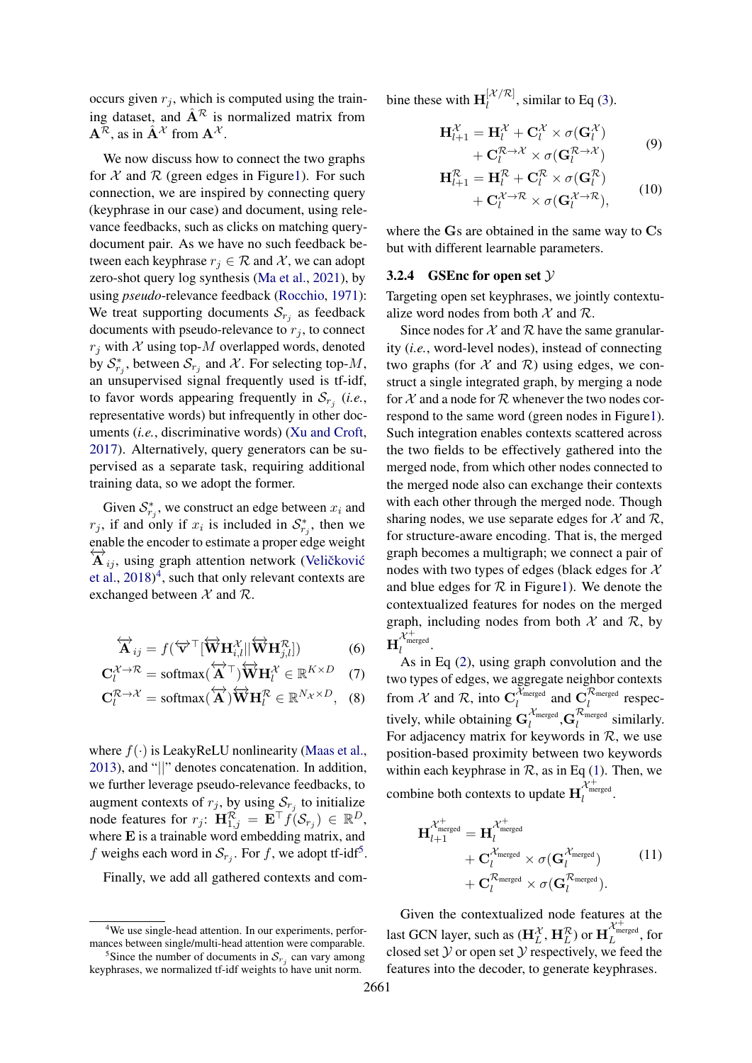occurs given $r_j$, which is computed using the training dataset, and $\hat{\mathbf{A}}^{\mathcal{R}}$ is normalized matrix from $\mathbf{A}^{\mathcal{R}}$, as in $\hat{\mathbf{A}}^{\mathcal{X}}$ from $\mathbf{A}^{\mathcal{X}}$.

We now discuss how to connect the two graphs for $\mathcal{X}$ and $\mathcal{R}$ (green edges in Figure1). For such connection, we are inspired by connecting query (keyphrase in our case) and document, using relevance feedbacks, such as clicks on matching query-document pair. As we have no such feedback between each keyphrase $r_j \in \mathcal{R}$ and $\mathcal{X}$, we can adopt zero-shot query log synthesis (Ma et al., 2021), by using *pseudo*-relevance feedback (Rocchio, 1971): We treat supporting documents $\mathcal{S}_{r_j}$ as feedback documents with pseudo-relevance to $r_j$, to connect $r_j$ with $\mathcal{X}$ using top-$M$ overlapped words, denoted by $\mathcal{S}^*_{r_j}$, between $\mathcal{S}_{r_j}$ and $\mathcal{X}$. For selecting top-$M$, an unsupervised signal frequently used is tf-idf, to favor words appearing frequently in $\mathcal{S}_{r_j}$ (*i.e.*, representative words) but infrequently in other documents (*i.e.*, discriminative words) (Xu and Croft, 2017). Alternatively, query generators can be supervised as a separate task, requiring additional training data, so we adopt the former.

Given $\mathcal{S}^*_{r_j}$, we construct an edge between $x_i$ and $r_j$, if and only if $x_i$ is included in $\mathcal{S}^*_{r_j}$, then we enable the encoder to estimate a proper edge weight $\overleftrightarrow{\mathbf{A}}_{ij}$, using graph attention network (Veličković et al., 2018)[4], such that only relevant contexts are exchanged between $\mathcal{X}$ and $\mathcal{R}$.

$$\overleftrightarrow{\mathbf{A}}_{ij} = f(\overleftrightarrow{\mathbf{v}}^\top [\overleftrightarrow{\mathbf{W}}\mathbf{H}^{\mathcal{X}}_{i,l} || \overleftrightarrow{\mathbf{W}}\mathbf{H}^{\mathcal{R}}_{j,l}]) \tag{6}$$

$$\mathbf{C}^{\mathcal{X}\rightarrow\mathcal{R}}_l = \text{softmax}(\overleftrightarrow{\mathbf{A}}^\top)\overleftrightarrow{\mathbf{W}}\mathbf{H}^{\mathcal{X}}_l \in \mathbb{R}^{K\times D} \tag{7}$$

$$\mathbf{C}^{\mathcal{R}\rightarrow\mathcal{X}}_l = \text{softmax}(\overleftrightarrow{\mathbf{A}})\overleftrightarrow{\mathbf{W}}\mathbf{H}^{\mathcal{R}}_l \in \mathbb{R}^{N_{\mathcal{X}}\times D}, \tag{8}$$

where $f(\cdot)$ is LeakyReLU nonlinearity (Maas et al., 2013), and "$||$" denotes concatenation. In addition, we further leverage pseudo-relevance feedbacks, to augment contexts of $r_j$, by using $\mathcal{S}_{r_j}$ to initialize node features for $r_j$: $\mathbf{H}^{\mathcal{R}}_{1,j} = \mathbf{E}^\top f(\mathcal{S}_{r_j}) \in \mathbb{R}^D$, where $\mathbf{E}$ is a trainable word embedding matrix, and $f$ weighs each word in $\mathcal{S}_{r_j}$. For $f$, we adopt tf-idf[5].

Finally, we add all gathered contexts and combine these with $\mathbf{H}^{[\mathcal{X}/\mathcal{R}]}_l$, similar to Eq (3).

$$\mathbf{H}^{\mathcal{X}}_{l+1} = \mathbf{H}^{\mathcal{X}}_l + \mathbf{C}^{\mathcal{X}}_l \times \sigma(\mathbf{G}^{\mathcal{X}}_l) + \mathbf{C}^{\mathcal{R}\rightarrow\mathcal{X}}_l \times \sigma(\mathbf{G}^{\mathcal{R}\rightarrow\mathcal{X}}_l) \tag{9}$$

$$\mathbf{H}^{\mathcal{R}}_{l+1} = \mathbf{H}^{\mathcal{R}}_l + \mathbf{C}^{\mathcal{R}}_l \times \sigma(\mathbf{G}^{\mathcal{R}}_l) + \mathbf{C}^{\mathcal{X}\rightarrow\mathcal{R}}_l \times \sigma(\mathbf{G}^{\mathcal{X}\rightarrow\mathcal{R}}_l), \tag{10}$$

where the $\mathbf{G}$s are obtained in the same way to $\mathbf{C}$s but with different learnable parameters.

### 3.2.4 GSEnc for open set $\mathcal{Y}$

Targeting open set keyphrases, we jointly contextualize word nodes from both $\mathcal{X}$ and $\mathcal{R}$.

Since nodes for $\mathcal{X}$ and $\mathcal{R}$ have the same granularity (*i.e.*, word-level nodes), instead of connecting two graphs (for $\mathcal{X}$ and $\mathcal{R}$) using edges, we construct a single integrated graph, by merging a node for $\mathcal{X}$ and a node for $\mathcal{R}$ whenever the two nodes correspond to the same word (green nodes in Figure1). Such integration enables contexts scattered across the two fields to be effectively gathered into the merged node, from which other nodes connected to the merged node also can exchange their contexts with each other through the merged node. Though sharing nodes, we use separate edges for $\mathcal{X}$ and $\mathcal{R}$, for structure-aware encoding. That is, the merged graph becomes a multigraph; we connect a pair of nodes with two types of edges (black edges for $\mathcal{X}$ and blue edges for $\mathcal{R}$ in Figure1). We denote the contextualized features for nodes on the merged graph, including nodes from both $\mathcal{X}$ and $\mathcal{R}$, by $\mathbf{H}^{\mathcal{X}^+_{\text{merged}}}_l$.

As in Eq (2), using graph convolution and the two types of edges, we aggregate neighbor contexts from $\mathcal{X}$ and $\mathcal{R}$, into $\mathbf{C}^{\mathcal{X}_{\text{merged}}}_l$ and $\mathbf{C}^{\mathcal{R}_{\text{merged}}}_l$ respectively, while obtaining $\mathbf{G}^{\mathcal{X}_{\text{merged}}}_l$,$\mathbf{G}^{\mathcal{R}_{\text{merged}}}_l$ similarly. For adjacency matrix for keywords in $\mathcal{R}$, we use position-based proximity between two keywords within each keyphrase in $\mathcal{R}$, as in Eq (1). Then, we combine both contexts to update $\mathbf{H}^{\mathcal{X}^+_{\text{merged}}}_l$.

$$\mathbf{H}^{\mathcal{X}^+_{\text{merged}}}_{l+1} = \mathbf{H}^{\mathcal{X}^+_{\text{merged}}}_l + \mathbf{C}^{\mathcal{X}_{\text{merged}}}_l \times \sigma(\mathbf{G}^{\mathcal{X}_{\text{merged}}}_l) + \mathbf{C}^{\mathcal{R}_{\text{merged}}}_l \times \sigma(\mathbf{G}^{\mathcal{R}_{\text{merged}}}_l). \tag{11}$$

Given the contextualized node features at the last GCN layer, such as ($\mathbf{H}^{\mathcal{X}}_L$, $\mathbf{H}^{\mathcal{R}}_L$) or $\mathbf{H}^{\mathcal{X}^+_{\text{merged}}}_L$, for closed set $\mathcal{Y}$ or open set $\mathcal{Y}$ respectively, we feed the features into the decoder, to generate keyphrases.

---

[4] We use single-head attention. In our experiments, performances between single/multi-head attention were comparable.

[5] Since the number of documents in $\mathcal{S}_{r_j}$ can vary among keyphrases, we normalized tf-idf weights to have unit norm.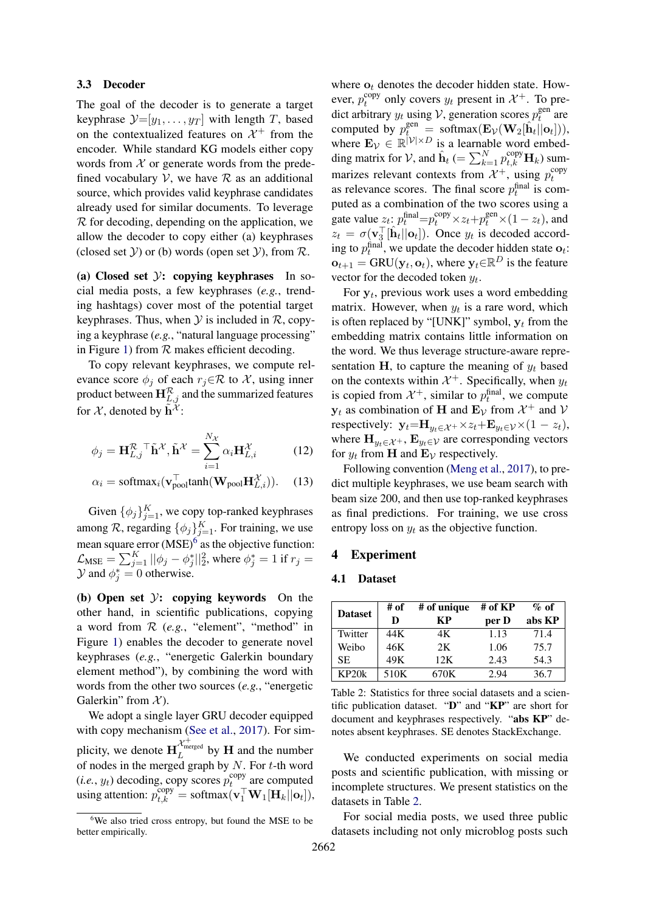### 3.3 Decoder

The goal of the decoder is to generate a target keyphrase $\mathcal{Y}=[y_1, \dots, y_T]$ with length $T$, based on the contextualized features on $\mathcal{X}^+$ from the encoder. While standard KG models either copy words from $\mathcal{X}$ or generate words from the predefined vocabulary $\mathcal{V}$, we have $\mathcal{R}$ as an additional source, which provides valid keyphrase candidates already used for similar documents. To leverage $\mathcal{R}$ for decoding, depending on the application, we allow the decoder to copy either (a) keyphrases (closed set $\mathcal{Y}$) or (b) words (open set $\mathcal{Y}$), from $\mathcal{R}$.

**(a) Closed set $\mathcal{Y}$: copying keyphrases** In social media posts, a few keyphrases (*e.g.*, trending hashtags) cover most of the potential target keyphrases. Thus, when $\mathcal{Y}$ is included in $\mathcal{R}$, copying a keyphrase (*e.g.*, "natural language processing" in Figure 1) from $\mathcal{R}$ makes efficient decoding.

To copy relevant keyphrases, we compute relevance score $\phi_j$ of each $r_j \in \mathcal{R}$ to $\mathcal{X}$, using inner product between $\mathbf{H}^{\mathcal{R}}_{L,j}$ and the summarized features for $\mathcal{X}$, denoted by $\tilde{\mathbf{h}}^{\mathcal{X}}$:

$$\phi_j = \mathbf{H}^{\mathcal{R}\top}_{L,j} \tilde{\mathbf{h}}^{\mathcal{X}}, \tilde{\mathbf{h}}^{\mathcal{X}} = \sum_{i=1}^{N_{\mathcal{X}}} \alpha_i \mathbf{H}^{\mathcal{X}}_{L,i} \tag{12}$$

$$\alpha_i = \text{softmax}_i(\mathbf{v}_{\text{pool}}^\top \tanh(\mathbf{W}_{\text{pool}} \mathbf{H}^{\mathcal{X}}_{L,i})). \tag{13}$$

Given $\{\phi_j\}_{j=1}^K$, we copy top-ranked keyphrases among $\mathcal{R}$, regarding $\{\phi_j\}_{j=1}^K$. For training, we use mean square error (MSE)[6] as the objective function: $\mathcal{L}_{\text{MSE}} = \sum_{j=1}^K ||\phi_j - \phi_j^*||_2^2$, where $\phi_j^* = 1$ if $r_j = \mathcal{Y}$ and $\phi_j^* = 0$ otherwise.

**(b) Open set $\mathcal{Y}$: copying keywords** On the other hand, in scientific publications, copying a word from $\mathcal{R}$ (*e.g.*, "element", "method" in Figure 1) enables the decoder to generate novel keyphrases (*e.g.*, "energetic Galerkin boundary element method"), by combining the word with words from the other two sources (*e.g.*, "energetic Galerkin" from $\mathcal{X}$).

We adopt a single layer GRU decoder equipped with copy mechanism (See et al., 2017). For simplicity, we denote $\mathbf{H}_L^{\mathcal{X}^+_{\text{merged}}}$ by $\mathbf{H}$ and the number of nodes in the merged graph by $N$. For $t$-th word (*i.e.*, $y_t$) decoding, copy scores $p_t^{\text{copy}}$ are computed using attention: $p_{t,k}^{\text{copy}} = \text{softmax}(\mathbf{v}_1^\top \mathbf{W}_1[\mathbf{H}_k || \mathbf{o}_t])$, where $\mathbf{o}_t$ denotes the decoder hidden state. However, $p_t^{\text{copy}}$ only covers $y_t$ present in $\mathcal{X}^+$. To predict arbitrary $y_t$ using $\mathcal{V}$, generation scores $p_t^{\text{gen}}$ are computed by $p_t^{\text{gen}} = \text{softmax}(\mathbf{E}_{\mathcal{V}}(\mathbf{W}_2[\hat{\mathbf{h}}_t || \mathbf{o}_t]))$, where $\mathbf{E}_{\mathcal{V}} \in \mathbb{R}^{|\mathcal{V}| \times D}$ is a learnable word embedding matrix for $\mathcal{V}$, and $\hat{\mathbf{h}}_t$ $(= \sum_{k=1}^N p_{t,k}^{\text{copy}} \mathbf{H}_k)$ summarizes relevant contexts from $\mathcal{X}^+$, using $p_t^{\text{copy}}$ as relevance scores. The final score $p_t^{\text{final}}$ is computed as a combination of the two scores using a gate value $z_t$: $p_t^{\text{final}} = p_t^{\text{copy}} \times z_t + p_t^{\text{gen}} \times (1 - z_t)$, and $z_t = \sigma(\mathbf{v}_3^\top [\hat{\mathbf{h}}_t || \mathbf{o}_t])$. Once $y_t$ is decoded according to $p_t^{\text{final}}$, we update the decoder hidden state $\mathbf{o}_t$: $\mathbf{o}_{t+1} = \text{GRU}(\mathbf{y}_t, \mathbf{o}_t)$, where $\mathbf{y}_t \in \mathbb{R}^D$ is the feature vector for the decoded token $y_t$.

For $\mathbf{y}_t$, previous work uses a word embedding matrix. However, when $y_t$ is a rare word, which is often replaced by "[UNK]" symbol, $\mathbf{y}_t$ from the embedding matrix contains little information on the word. We thus leverage structure-aware representation $\mathbf{H}$, to capture the meaning of $y_t$ based on the contexts within $\mathcal{X}^+$. Specifically, when $y_t$ is copied from $\mathcal{X}^+$, similar to $p_t^{\text{final}}$, we compute $\mathbf{y}_t$ as combination of $\mathbf{H}$ and $\mathbf{E}_{\mathcal{V}}$ from $\mathcal{X}^+$ and $\mathcal{V}$ respectively: $\mathbf{y}_t = \mathbf{H}_{y_t \in \mathcal{X}^+} \times z_t + \mathbf{E}_{y_t \in \mathcal{V}} \times (1 - z_t)$, where $\mathbf{H}_{y_t \in \mathcal{X}^+}$, $\mathbf{E}_{y_t \in \mathcal{V}}$ are corresponding vectors for $y_t$ from $\mathbf{H}$ and $\mathbf{E}_{\mathcal{V}}$ respectively.

Following convention (Meng et al., 2017), to predict multiple keyphrases, we use beam search with beam size 200, and then use top-ranked keyphrases as final predictions. For training, we use cross entropy loss on $y_t$ as the objective function.

## 4 Experiment

### 4.1 Dataset

| Dataset | # of D | # of unique KP | # of KP per D | % of abs KP |
|---|---|---|---|---|
| Twitter | 44K | 4K | 1.13 | 71.4 |
| Weibo | 46K | 2K | 1.06 | 75.7 |
| SE | 49K | 12K | 2.43 | 54.3 |
| KP20k | 510K | 670K | 2.94 | 36.7 |

Table 2: Statistics for three social datasets and a scientific publication dataset. "**D**" and "**KP**" are short for document and keyphrases respectively. "**abs KP**" denotes absent keyphrases. SE denotes StackExchange.

We conducted experiments on social media posts and scientific publication, with missing or incomplete structures. We present statistics on the datasets in Table 2.

For social media posts, we used three public datasets including not only microblog posts such

[6] We also tried cross entropy, but found the MSE to be better empirically.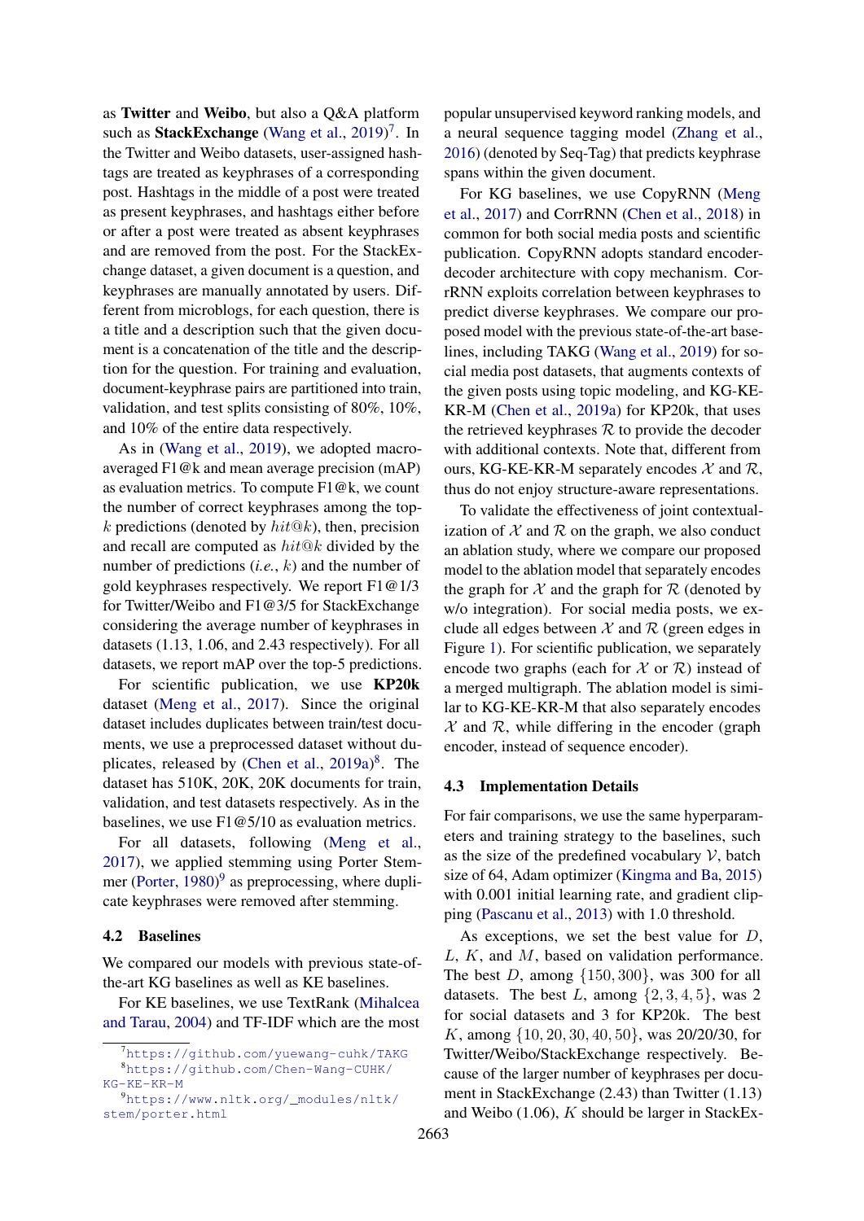as **Twitter** and **Weibo**, but also a Q&A platform such as **StackExchange** (Wang et al., 2019)[7]. In the Twitter and Weibo datasets, user-assigned hashtags are treated as keyphrases of a corresponding post. Hashtags in the middle of a post were treated as present keyphrases, and hashtags either before or after a post were treated as absent keyphrases and are removed from the post. For the StackExchange dataset, a given document is a question, and keyphrases are manually annotated by users. Different from microblogs, for each question, there is a title and a description such that the given document is a concatenation of the title and the description for the question. For training and evaluation, document-keyphrase pairs are partitioned into train, validation, and test splits consisting of 80%, 10%, and 10% of the entire data respectively.

As in (Wang et al., 2019), we adopted macro-averaged F1@k and mean average precision (mAP) as evaluation metrics. To compute F1@k, we count the number of correct keyphrases among the top-$k$ predictions (denoted by $hit@k$), then, precision and recall are computed as $hit@k$ divided by the number of predictions (*i.e.*, $k$) and the number of gold keyphrases respectively. We report F1@1/3 for Twitter/Weibo and F1@3/5 for StackExchange considering the average number of keyphrases in datasets (1.13, 1.06, and 2.43 respectively). For all datasets, we report mAP over the top-5 predictions.

For scientific publication, we use **KP20k** dataset (Meng et al., 2017). Since the original dataset includes duplicates between train/test documents, we use a preprocessed dataset without duplicates, released by (Chen et al., 2019a)[8]. The dataset has 510K, 20K, 20K documents for train, validation, and test datasets respectively. As in the baselines, we use F1@5/10 as evaluation metrics.

For all datasets, following (Meng et al., 2017), we applied stemming using Porter Stemmer (Porter, 1980)[9] as preprocessing, where duplicate keyphrases were removed after stemming.

### 4.2 Baselines

We compared our models with previous state-of-the-art KG baselines as well as KE baselines.

For KE baselines, we use TextRank (Mihalcea and Tarau, 2004) and TF-IDF which are the most popular unsupervised keyword ranking models, and a neural sequence tagging model (Zhang et al., 2016) (denoted by Seq-Tag) that predicts keyphrase spans within the given document.

For KG baselines, we use CopyRNN (Meng et al., 2017) and CorrRNN (Chen et al., 2018) in common for both social media posts and scientific publication. CopyRNN adopts standard encoder-decoder architecture with copy mechanism. CorrRNN exploits correlation between keyphrases to predict diverse keyphrases. We compare our proposed model with the previous state-of-the-art baselines, including TAKG (Wang et al., 2019) for social media post datasets, that augments contexts of the given posts using topic modeling, and KG-KE-KR-M (Chen et al., 2019a) for KP20k, that uses the retrieved keyphrases $\mathcal{R}$ to provide the decoder with additional contexts. Note that, different from ours, KG-KE-KR-M separately encodes $\mathcal{X}$ and $\mathcal{R}$, thus do not enjoy structure-aware representations.

To validate the effectiveness of joint contextualization of $\mathcal{X}$ and $\mathcal{R}$ on the graph, we also conduct an ablation study, where we compare our proposed model to the ablation model that separately encodes the graph for $\mathcal{X}$ and the graph for $\mathcal{R}$ (denoted by w/o integration). For social media posts, we exclude all edges between $\mathcal{X}$ and $\mathcal{R}$ (green edges in Figure 1). For scientific publication, we separately encode two graphs (each for $\mathcal{X}$ or $\mathcal{R}$) instead of a merged multigraph. The ablation model is similar to KG-KE-KR-M that also separately encodes $\mathcal{X}$ and $\mathcal{R}$, while differing in the encoder (graph encoder, instead of sequence encoder).

### 4.3 Implementation Details

For fair comparisons, we use the same hyperparameters and training strategy to the baselines, such as the size of the predefined vocabulary $\mathcal{V}$, batch size of 64, Adam optimizer (Kingma and Ba, 2015) with 0.001 initial learning rate, and gradient clipping (Pascanu et al., 2013) with 1.0 threshold.

As exceptions, we set the best value for $D$, $L$, $K$, and $M$, based on validation performance. The best $D$, among $\{150, 300\}$, was 300 for all datasets. The best $L$, among $\{2, 3, 4, 5\}$, was 2 for social datasets and 3 for KP20k. The best $K$, among $\{10, 20, 30, 40, 50\}$, was 20/20/30, for Twitter/Weibo/StackExchange respectively. Because of the larger number of keyphrases per document in StackExchange (2.43) than Twitter (1.13) and Weibo (1.06), $K$ should be larger in StackEx-

[7] https://github.com/yuewang-cuhk/TAKG

[8] https://github.com/Chen-Wang-CUHK/KG-KE-KR-M

[9] https://www.nltk.org/_modules/nltk/stem/porter.html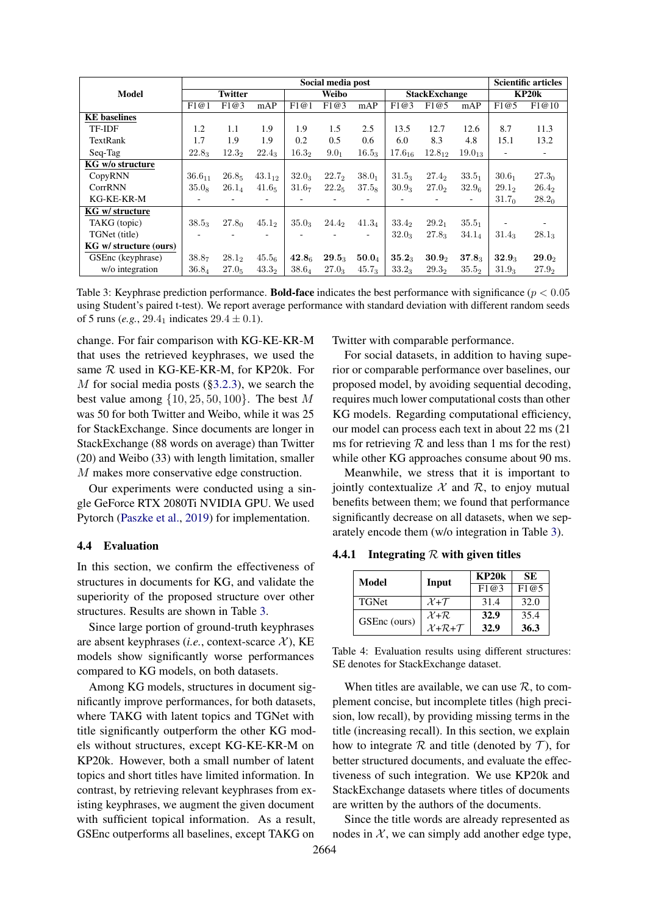| Model | Social media post | | | | | | | | | Scientific articles | |
|---|---|---|---|---|---|---|---|---|---|---|---|
| | Twitter | | | Weibo | | | StackExchange | | | KP20k | |
| | F1@1 | F1@3 | mAP | F1@1 | F1@3 | mAP | F1@3 | F1@5 | mAP | F1@5 | F1@10 |
| **KE baselines** | | | | | | | | | | | |
| TF-IDF | 1.2 | 1.1 | 1.9 | 1.9 | 1.5 | 2.5 | 13.5 | 12.7 | 12.6 | 8.7 | 11.3 |
| TextRank | 1.7 | 1.9 | 1.9 | 0.2 | 0.5 | 0.6 | 6.0 | 8.3 | 4.8 | 15.1 | 13.2 |
| Seq-Tag | $22.8_3$ | $12.3_2$ | $22.4_3$ | $16.3_2$ | $9.0_1$ | $16.5_3$ | $17.6_{16}$ | $12.8_{12}$ | $19.0_{13}$ | - | - |
| **KG w/o structure** | | | | | | | | | | | |
| CopyRNN | $36.6_{11}$ | $26.8_5$ | $43.1_{12}$ | $32.0_3$ | $22.7_2$ | $38.0_1$ | $31.5_3$ | $27.4_2$ | $33.5_1$ | $30.6_1$ | $27.3_0$ |
| CorrRNN | $35.0_8$ | $26.1_4$ | $41.6_5$ | $31.6_7$ | $22.2_5$ | $37.5_8$ | $30.9_3$ | $27.0_2$ | $32.9_6$ | $29.1_2$ | $26.4_2$ |
| KG-KE-KR-M | - | - | - | - | - | - | - | - | - | $31.7_0$ | $28.2_0$ |
| **KG w/ structure** | | | | | | | | | | | |
| TAKG (topic) | $38.5_3$ | $27.8_0$ | $45.1_2$ | $35.0_3$ | $24.4_2$ | $41.3_4$ | $33.4_2$ | $29.2_1$ | $35.5_1$ | - | - |
| TGNet (title) | - | - | - | - | - | - | $32.0_3$ | $27.8_3$ | $34.1_4$ | $31.4_3$ | $28.1_3$ |
| **KG w/ structure (ours)** | | | | | | | | | | | |
| GSEnc (keyphrase) | $38.8_7$ | $28.1_2$ | $45.5_6$ | $\mathbf{42.8}_6$ | $\mathbf{29.5}_3$ | $\mathbf{50.0}_4$ | $\mathbf{35.2}_3$ | $\mathbf{30.9}_2$ | $\mathbf{37.8}_3$ | $\mathbf{32.9}_3$ | $\mathbf{29.0}_2$ |
| w/o integration | $36.8_4$ | $27.0_5$ | $43.3_2$ | $38.6_4$ | $27.0_3$ | $45.7_3$ | $33.2_3$ | $29.3_2$ | $35.5_2$ | $31.9_3$ | $27.9_2$ |

Table 3: Keyphrase prediction performance. **Bold-face** indicates the best performance with significance ($p < 0.05$ using Student's paired t-test). We report average performance with standard deviation with different random seeds of 5 runs (*e.g.*, $29.4_1$ indicates $29.4 \pm 0.1$).

change. For fair comparison with KG-KE-KR-M that uses the retrieved keyphrases, we used the same $\mathcal{R}$ used in KG-KE-KR-M, for KP20k. For $M$ for social media posts (§3.2.3), we search the best value among $\{10, 25, 50, 100\}$. The best $M$ was 50 for both Twitter and Weibo, while it was 25 for StackExchange. Since documents are longer in StackExchange (88 words on average) than Twitter (20) and Weibo (33) with length limitation, smaller $M$ makes more conservative edge construction.

Our experiments were conducted using a single GeForce RTX 2080Ti NVIDIA GPU. We used Pytorch (Paszke et al., 2019) for implementation.

## 4.4 Evaluation

In this section, we confirm the effectiveness of structures in documents for KG, and validate the superiority of the proposed structure over other structures. Results are shown in Table 3.

Since large portion of ground-truth keyphrases are absent keyphrases (*i.e.*, context-scarce $\mathcal{X}$), KE models show significantly worse performances compared to KG models, on both datasets.

Among KG models, structures in document significantly improve performances, for both datasets, where TAKG with latent topics and TGNet with title significantly outperform the other KG models without structures, except KG-KE-KR-M on KP20k. However, both a small number of latent topics and short titles have limited information. In contrast, by retrieving relevant keyphrases from existing keyphrases, we augment the given document with sufficient topical information. As a result, GSEnc outperforms all baselines, except TAKG on Twitter with comparable performance.

For social datasets, in addition to having superior or comparable performance over baselines, our proposed model, by avoiding sequential decoding, requires much lower computational costs than other KG models. Regarding computational efficiency, our model can process each text in about 22 ms (21 ms for retrieving $\mathcal{R}$ and less than 1 ms for the rest) while other KG approaches consume about 90 ms.

Meanwhile, we stress that it is important to jointly contextualize $\mathcal{X}$ and $\mathcal{R}$, to enjoy mutual benefits between them; we found that performance significantly decrease on all datasets, when we separately encode them (w/o integration in Table 3).

### 4.4.1 Integrating $\mathcal{R}$ with given titles

| Model | Input | KP20k | SE |
|---|---|---|---|
| | | F1@3 | F1@5 |
| TGNet | $\mathcal{X}$+$\mathcal{T}$ | 31.4 | 32.0 |
| GSEnc (ours) | $\mathcal{X}$+$\mathcal{R}$ | **32.9** | 35.4 |
| | $\mathcal{X}$+$\mathcal{R}$+$\mathcal{T}$ | **32.9** | **36.3** |

Table 4: Evaluation results using different structures: SE denotes for StackExchange dataset.

When titles are available, we can use $\mathcal{R}$, to complement concise, but incomplete titles (high precision, low recall), by providing missing terms in the title (increasing recall). In this section, we explain how to integrate $\mathcal{R}$ and title (denoted by $\mathcal{T}$), for better structured documents, and evaluate the effectiveness of such integration. We use KP20k and StackExchange datasets where titles of documents are written by the authors of the documents.

Since the title words are already represented as nodes in $\mathcal{X}$, we can simply add another edge type,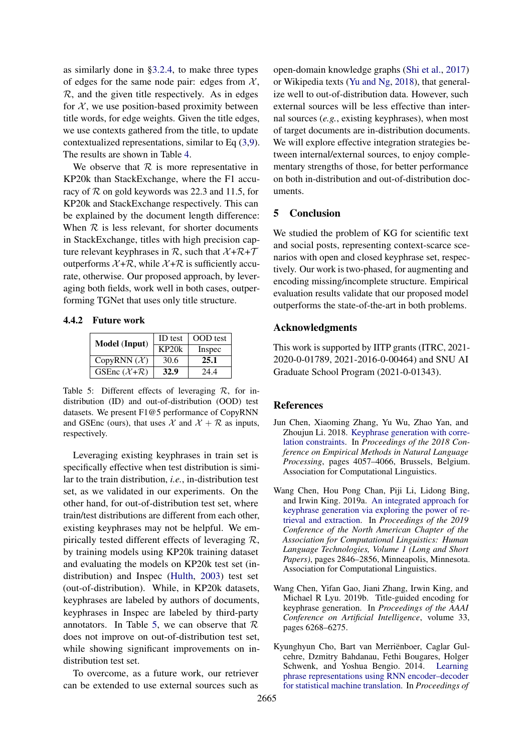as similarly done in §3.2.4, to make three types of edges for the same node pair: edges from $\mathcal{X}$, $\mathcal{R}$, and the given title respectively. As in edges for $\mathcal{X}$, we use position-based proximity between title words, for edge weights. Given the title edges, we use contexts gathered from the title, to update contextualized representations, similar to Eq (3,9). The results are shown in Table 4.

We observe that $\mathcal{R}$ is more representative in KP20k than StackExchange, where the F1 accuracy of $\mathcal{R}$ on gold keywords was 22.3 and 11.5, for KP20k and StackExchange respectively. This can be explained by the document length difference: When $\mathcal{R}$ is less relevant, for shorter documents in StackExchange, titles with high precision capture relevant keyphrases in $\mathcal{R}$, such that $\mathcal{X}$+$\mathcal{R}$+$\mathcal{T}$ outperforms $\mathcal{X}$+$\mathcal{R}$, while $\mathcal{X}$+$\mathcal{R}$ is sufficiently accurate, otherwise. Our proposed approach, by leveraging both fields, work well in both cases, outperforming TGNet that uses only title structure.

### 4.4.2 Future work

| Model (Input) | ID test | OOD test |
|---|---|---|
| | KP20k | Inspec |
| CopyRNN ($\mathcal{X}$) | 30.6 | **25.1** |
| GSEnc ($\mathcal{X}$+$\mathcal{R}$) | **32.9** | 24.4 |

Table 5: Different effects of leveraging $\mathcal{R}$, for in-distribution (ID) and out-of-distribution (OOD) test datasets. We present F1@5 performance of CopyRNN and GSEnc (ours), that uses $\mathcal{X}$ and $\mathcal{X} + \mathcal{R}$ as inputs, respectively.

Leveraging existing keyphrases in train set is specifically effective when test distribution is similar to the train distribution, *i.e.*, in-distribution test set, as we validated in our experiments. On the other hand, for out-of-distribution test set, where train/test distributions are different from each other, existing keyphrases may not be helpful. We empirically tested different effects of leveraging $\mathcal{R}$, by training models using KP20k training dataset and evaluating the models on KP20k test set (in-distribution) and Inspec (Hulth, 2003) test set (out-of-distribution). While, in KP20k datasets, keyphrases are labeled by authors of documents, keyphrases in Inspec are labeled by third-party annotators. In Table 5, we can observe that $\mathcal{R}$ does not improve on out-of-distribution test set, while showing significant improvements on in-distribution test set.

To overcome, as a future work, our retriever can be extended to use external sources such as open-domain knowledge graphs (Shi et al., 2017) or Wikipedia texts (Yu and Ng, 2018), that generalize well to out-of-distribution data. However, such external sources will be less effective than internal sources (*e.g.*, existing keyphrases), when most of target documents are in-distribution documents. We will explore effective integration strategies between internal/external sources, to enjoy complementary strengths of those, for better performance on both in-distribution and out-of-distribution documents.

## 5 Conclusion

We studied the problem of KG for scientific text and social posts, representing context-scarce scenarios with open and closed keyphrase set, respectively. Our work is two-phased, for augmenting and encoding missing/incomplete structure. Empirical evaluation results validate that our proposed model outperforms the state-of-the-art in both problems.

## Acknowledgments

This work is supported by IITP grants (ITRC, 2021-2020-0-01789, 2021-2016-0-00464) and SNU AI Graduate School Program (2021-0-01343).

## References

Jun Chen, Xiaoming Zhang, Yu Wu, Zhao Yan, and Zhoujun Li. 2018. Keyphrase generation with correlation constraints. In *Proceedings of the 2018 Conference on Empirical Methods in Natural Language Processing*, pages 4057–4066, Brussels, Belgium. Association for Computational Linguistics.

Wang Chen, Hou Pong Chan, Piji Li, Lidong Bing, and Irwin King. 2019a. An integrated approach for keyphrase generation via exploring the power of retrieval and extraction. In *Proceedings of the 2019 Conference of the North American Chapter of the Association for Computational Linguistics: Human Language Technologies, Volume 1 (Long and Short Papers)*, pages 2846–2856, Minneapolis, Minnesota. Association for Computational Linguistics.

Wang Chen, Yifan Gao, Jiani Zhang, Irwin King, and Michael R Lyu. 2019b. Title-guided encoding for keyphrase generation. In *Proceedings of the AAAI Conference on Artificial Intelligence*, volume 33, pages 6268–6275.

Kyunghyun Cho, Bart van Merriënboer, Caglar Gulcehre, Dzmitry Bahdanau, Fethi Bougares, Holger Schwenk, and Yoshua Bengio. 2014. Learning phrase representations using RNN encoder–decoder for statistical machine translation. In *Proceedings of*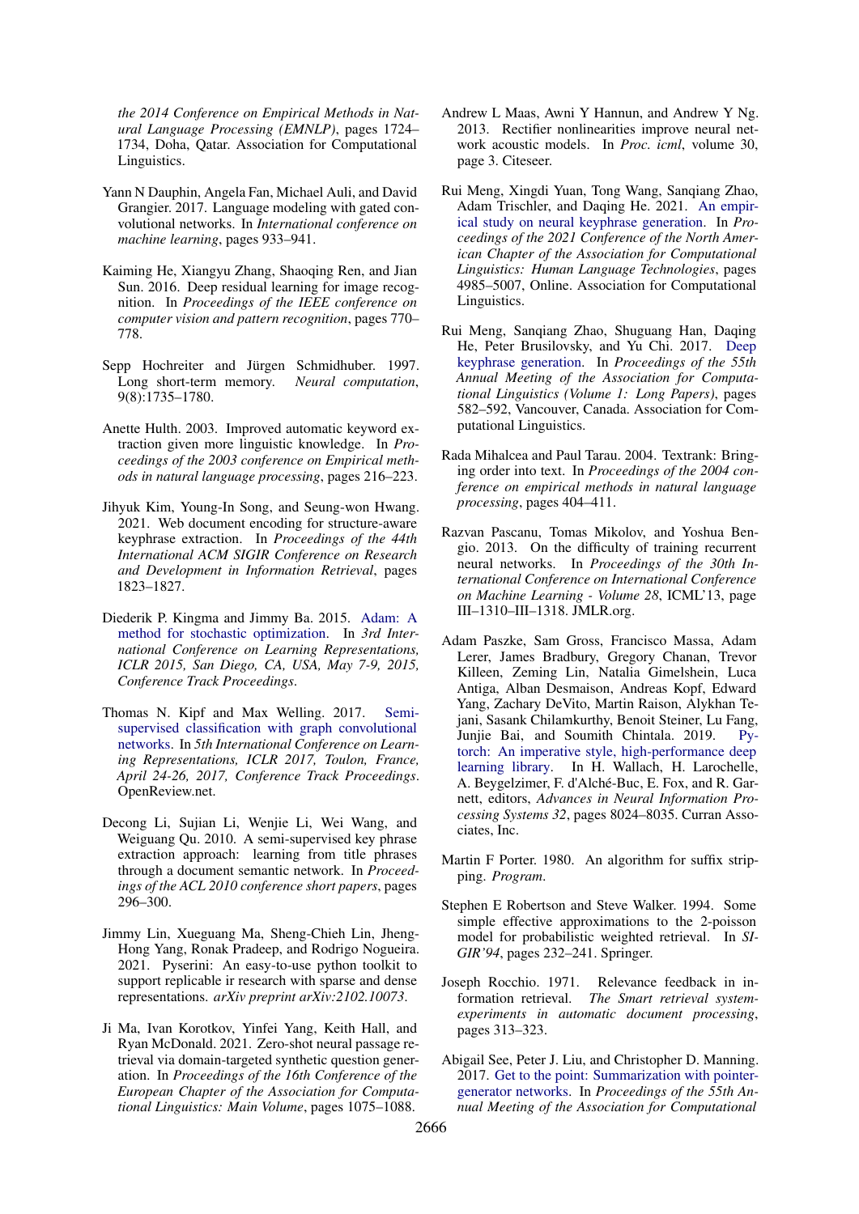the 2014 Conference on Empirical Methods in Natural Language Processing (EMNLP)*, pages 1724–1734, Doha, Qatar. Association for Computational Linguistics.

Yann N Dauphin, Angela Fan, Michael Auli, and David Grangier. 2017. Language modeling with gated convolutional networks. In *International conference on machine learning*, pages 933–941.

Kaiming He, Xiangyu Zhang, Shaoqing Ren, and Jian Sun. 2016. Deep residual learning for image recognition. In *Proceedings of the IEEE conference on computer vision and pattern recognition*, pages 770–778.

Sepp Hochreiter and Jürgen Schmidhuber. 1997. Long short-term memory. *Neural computation*, 9(8):1735–1780.

Anette Hulth. 2003. Improved automatic keyword extraction given more linguistic knowledge. In *Proceedings of the 2003 conference on Empirical methods in natural language processing*, pages 216–223.

Jihyuk Kim, Young-In Song, and Seung-won Hwang. 2021. Web document encoding for structure-aware keyphrase extraction. In *Proceedings of the 44th International ACM SIGIR Conference on Research and Development in Information Retrieval*, pages 1823–1827.

Diederik P. Kingma and Jimmy Ba. 2015. Adam: A method for stochastic optimization. In *3rd International Conference on Learning Representations, ICLR 2015, San Diego, CA, USA, May 7-9, 2015, Conference Track Proceedings*.

Thomas N. Kipf and Max Welling. 2017. Semi-supervised classification with graph convolutional networks. In *5th International Conference on Learning Representations, ICLR 2017, Toulon, France, April 24-26, 2017, Conference Track Proceedings*. OpenReview.net.

Decong Li, Sujian Li, Wenjie Li, Wei Wang, and Weiguang Qu. 2010. A semi-supervised key phrase extraction approach: learning from title phrases through a document semantic network. In *Proceedings of the ACL 2010 conference short papers*, pages 296–300.

Jimmy Lin, Xueguang Ma, Sheng-Chieh Lin, Jheng-Hong Yang, Ronak Pradeep, and Rodrigo Nogueira. 2021. Pyserini: An easy-to-use python toolkit to support replicable ir research with sparse and dense representations. *arXiv preprint arXiv:2102.10073*.

Ji Ma, Ivan Korotkov, Yinfei Yang, Keith Hall, and Ryan McDonald. 2021. Zero-shot neural passage retrieval via domain-targeted synthetic question generation. In *Proceedings of the 16th Conference of the European Chapter of the Association for Computational Linguistics: Main Volume*, pages 1075–1088.

Andrew L Maas, Awni Y Hannun, and Andrew Y Ng. 2013. Rectifier nonlinearities improve neural network acoustic models. In *Proc. icml*, volume 30, page 3. Citeseer.

Rui Meng, Xingdi Yuan, Tong Wang, Sanqiang Zhao, Adam Trischler, and Daqing He. 2021. An empirical study on neural keyphrase generation. In *Proceedings of the 2021 Conference of the North American Chapter of the Association for Computational Linguistics: Human Language Technologies*, pages 4985–5007, Online. Association for Computational Linguistics.

Rui Meng, Sanqiang Zhao, Shuguang Han, Daqing He, Peter Brusilovsky, and Yu Chi. 2017. Deep keyphrase generation. In *Proceedings of the 55th Annual Meeting of the Association for Computational Linguistics (Volume 1: Long Papers)*, pages 582–592, Vancouver, Canada. Association for Computational Linguistics.

Rada Mihalcea and Paul Tarau. 2004. Textrank: Bringing order into text. In *Proceedings of the 2004 conference on empirical methods in natural language processing*, pages 404–411.

Razvan Pascanu, Tomas Mikolov, and Yoshua Bengio. 2013. On the difficulty of training recurrent neural networks. In *Proceedings of the 30th International Conference on International Conference on Machine Learning - Volume 28*, ICML'13, page III–1310–III–1318. JMLR.org.

Adam Paszke, Sam Gross, Francisco Massa, Adam Lerer, James Bradbury, Gregory Chanan, Trevor Killeen, Zeming Lin, Natalia Gimelshein, Luca Antiga, Alban Desmaison, Andreas Kopf, Edward Yang, Zachary DeVito, Martin Raison, Alykhan Tejani, Sasank Chilamkurthy, Benoit Steiner, Lu Fang, Junjie Bai, and Soumith Chintala. 2019. Pytorch: An imperative style, high-performance deep learning library. In H. Wallach, H. Larochelle, A. Beygelzimer, F. d'Alché-Buc, E. Fox, and R. Garnett, editors, *Advances in Neural Information Processing Systems 32*, pages 8024–8035. Curran Associates, Inc.

Martin F Porter. 1980. An algorithm for suffix stripping. *Program*.

Stephen E Robertson and Steve Walker. 1994. Some simple effective approximations to the 2-poisson model for probabilistic weighted retrieval. In *SIGIR'94*, pages 232–241. Springer.

Joseph Rocchio. 1971. Relevance feedback in information retrieval. *The Smart retrieval system-experiments in automatic document processing*, pages 313–323.

Abigail See, Peter J. Liu, and Christopher D. Manning. 2017. Get to the point: Summarization with pointer-generator networks. In *Proceedings of the 55th Annual Meeting of the Association for Computational*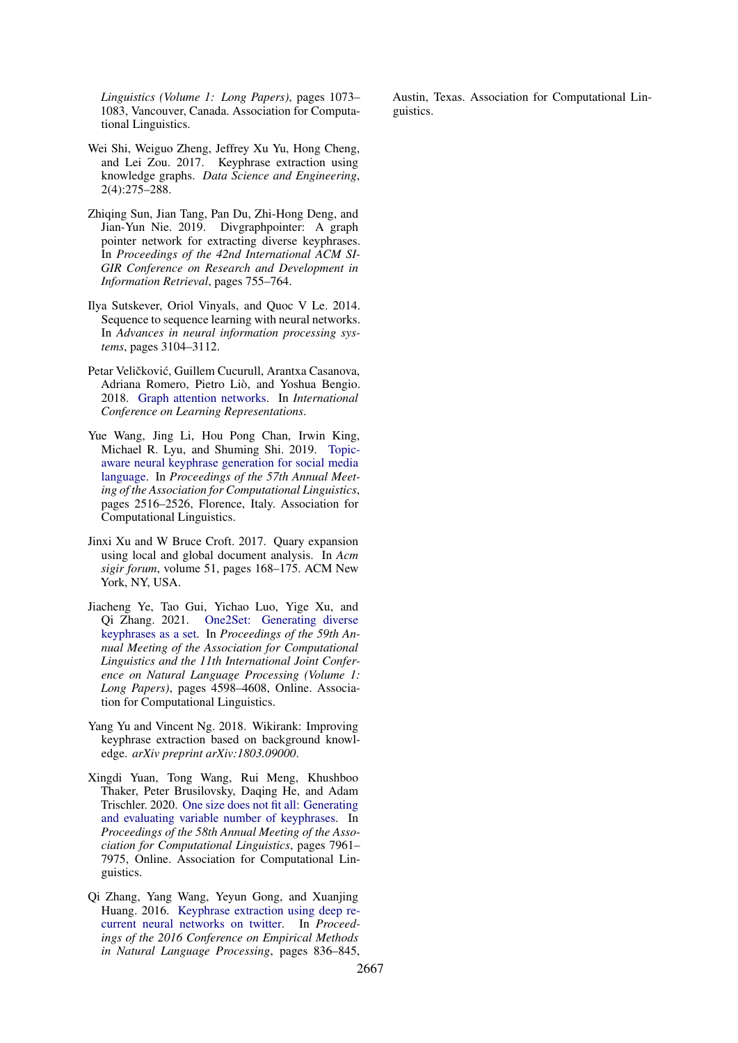Linguistics (Volume 1: Long Papers)*, pages 1073–1083, Vancouver, Canada. Association for Computational Linguistics.

Wei Shi, Weiguo Zheng, Jeffrey Xu Yu, Hong Cheng, and Lei Zou. 2017. Keyphrase extraction using knowledge graphs. *Data Science and Engineering*, 2(4):275–288.

Zhiqing Sun, Jian Tang, Pan Du, Zhi-Hong Deng, and Jian-Yun Nie. 2019. Divgraphpointer: A graph pointer network for extracting diverse keyphrases. In *Proceedings of the 42nd International ACM SIGIR Conference on Research and Development in Information Retrieval*, pages 755–764.

Ilya Sutskever, Oriol Vinyals, and Quoc V Le. 2014. Sequence to sequence learning with neural networks. In *Advances in neural information processing systems*, pages 3104–3112.

Petar Veličković, Guillem Cucurull, Arantxa Casanova, Adriana Romero, Pietro Liò, and Yoshua Bengio. 2018. Graph attention networks. In *International Conference on Learning Representations*.

Yue Wang, Jing Li, Hou Pong Chan, Irwin King, Michael R. Lyu, and Shuming Shi. 2019. Topic-aware neural keyphrase generation for social media language. In *Proceedings of the 57th Annual Meeting of the Association for Computational Linguistics*, pages 2516–2526, Florence, Italy. Association for Computational Linguistics.

Jinxi Xu and W Bruce Croft. 2017. Quary expansion using local and global document analysis. In *Acm sigir forum*, volume 51, pages 168–175. ACM New York, NY, USA.

Jiacheng Ye, Tao Gui, Yichao Luo, Yige Xu, and Qi Zhang. 2021. One2Set: Generating diverse keyphrases as a set. In *Proceedings of the 59th Annual Meeting of the Association for Computational Linguistics and the 11th International Joint Conference on Natural Language Processing (Volume 1: Long Papers)*, pages 4598–4608, Online. Association for Computational Linguistics.

Yang Yu and Vincent Ng. 2018. Wikirank: Improving keyphrase extraction based on background knowledge. *arXiv preprint arXiv:1803.09000*.

Xingdi Yuan, Tong Wang, Rui Meng, Khushboo Thaker, Peter Brusilovsky, Daqing He, and Adam Trischler. 2020. One size does not fit all: Generating and evaluating variable number of keyphrases. In *Proceedings of the 58th Annual Meeting of the Association for Computational Linguistics*, pages 7961–7975, Online. Association for Computational Linguistics.

Qi Zhang, Yang Wang, Yeyun Gong, and Xuanjing Huang. 2016. Keyphrase extraction using deep recurrent neural networks on twitter. In *Proceedings of the 2016 Conference on Empirical Methods in Natural Language Processing*, pages 836–845, Austin, Texas. Association for Computational Linguistics.